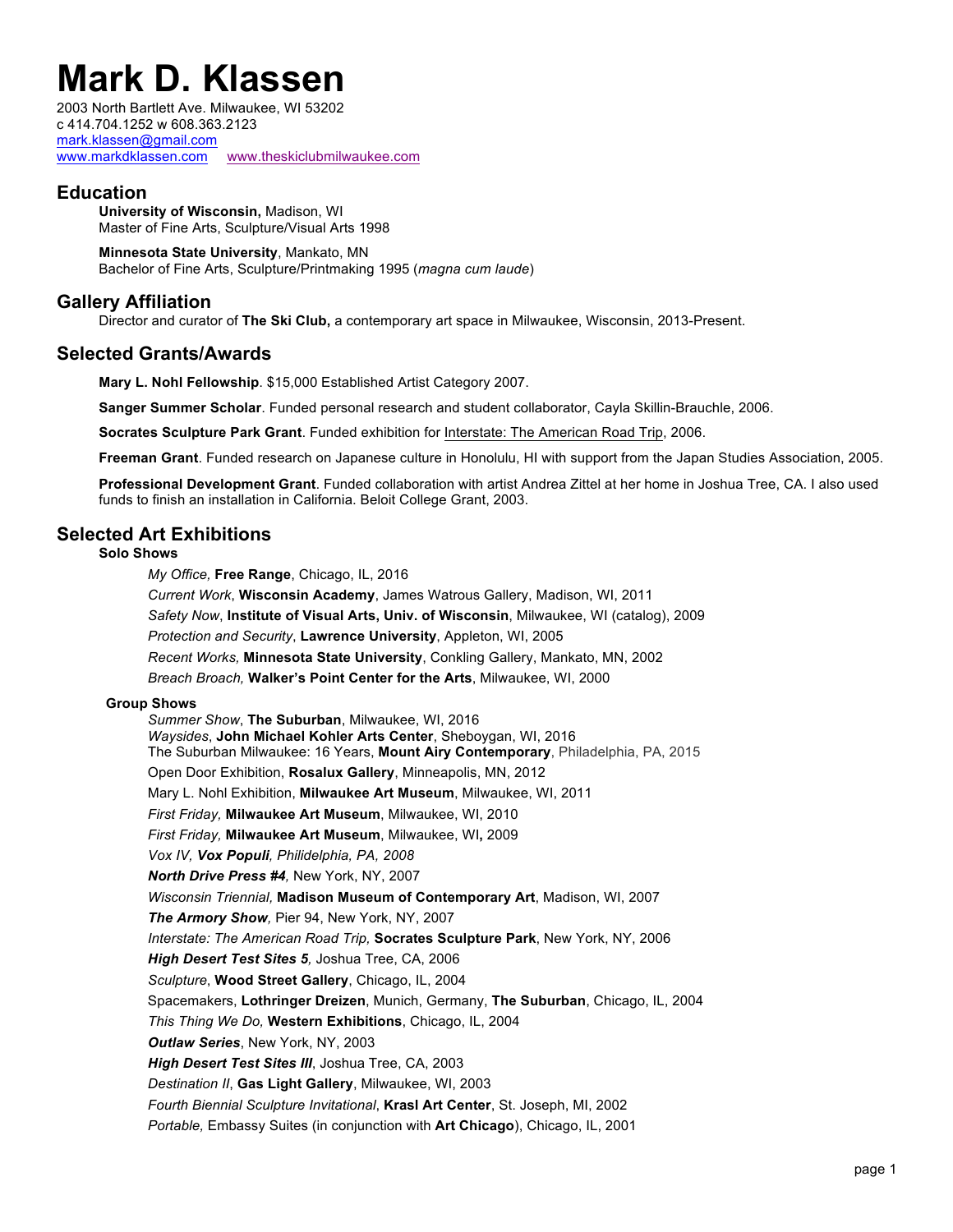# Mark D. Klassen

2003 North Bartlett Ave. Milwaukee, WI 53202
c 414.704.1252 w 608.363.2123
mark.klassen@gmail.com
www.markdklassen.com www.theskiclubmilwaukee.com

## Education

**University of Wisconsin,** Madison, WI
Master of Fine Arts, Sculpture/Visual Arts 1998

**Minnesota State University**, Mankato, MN
Bachelor of Fine Arts, Sculpture/Printmaking 1995 (*magna cum laude*)

## Gallery Affiliation

Director and curator of **The Ski Club,** a contemporary art space in Milwaukee, Wisconsin, 2013-Present.

## Selected Grants/Awards

**Mary L. Nohl Fellowship**. $15,000 Established Artist Category 2007.

**Sanger Summer Scholar**. Funded personal research and student collaborator, Cayla Skillin-Brauchle, 2006.

**Socrates Sculpture Park Grant**. Funded exhibition for Interstate: The American Road Trip, 2006.

**Freeman Grant**. Funded research on Japanese culture in Honolulu, HI with support from the Japan Studies Association, 2005.

**Professional Development Grant**. Funded collaboration with artist Andrea Zittel at her home in Joshua Tree, CA. I also used funds to finish an installation in California. Beloit College Grant, 2003.

## Selected Art Exhibitions

### Solo Shows

*My Office,* **Free Range**, Chicago, IL, 2016

*Current Work*, **Wisconsin Academy**, James Watrous Gallery, Madison, WI, 2011

*Safety Now*, **Institute of Visual Arts, Univ. of Wisconsin**, Milwaukee, WI (catalog), 2009

*Protection and Security*, **Lawrence University**, Appleton, WI, 2005

*Recent Works,* **Minnesota State University**, Conkling Gallery, Mankato, MN, 2002

*Breach Broach,* **Walker's Point Center for the Arts**, Milwaukee, WI, 2000

### Group Shows

*Summer Show*, **The Suburban**, Milwaukee, WI, 2016
*Waysides*, **John Michael Kohler Arts Center**, Sheboygan, WI, 2016
The Suburban Milwaukee: 16 Years, **Mount Airy Contemporary**, Philadelphia, PA, 2015

Open Door Exhibition, **Rosalux Gallery**, Minneapolis, MN, 2012

Mary L. Nohl Exhibition, **Milwaukee Art Museum**, Milwaukee, WI, 2011

*First Friday,* **Milwaukee Art Museum**, Milwaukee, WI, 2010

*First Friday,* **Milwaukee Art Museum**, Milwaukee, WI**,** 2009

*Vox IV, **Vox Populi**, Philidelphia, PA, 2008*

***North Drive Press #4**,* New York, NY, 2007

*Wisconsin Triennial,* **Madison Museum of Contemporary Art**, Madison, WI, 2007

***The Armory Show**,* Pier 94, New York, NY, 2007

*Interstate: The American Road Trip,* **Socrates Sculpture Park**, New York, NY, 2006

***High Desert Test Sites 5**,* Joshua Tree, CA, 2006

*Sculpture*, **Wood Street Gallery**, Chicago, IL, 2004

Spacemakers, **Lothringer Dreizen**, Munich, Germany, **The Suburban**, Chicago, IL, 2004

*This Thing We Do,* **Western Exhibitions**, Chicago, IL, 2004

***Outlaw Series***, New York, NY, 2003

***High Desert Test Sites III***, Joshua Tree, CA, 2003

*Destination II*, **Gas Light Gallery**, Milwaukee, WI, 2003

*Fourth Biennial Sculpture Invitational*, **Krasl Art Center**, St. Joseph, MI, 2002

*Portable,* Embassy Suites (in conjunction with **Art Chicago**), Chicago, IL, 2001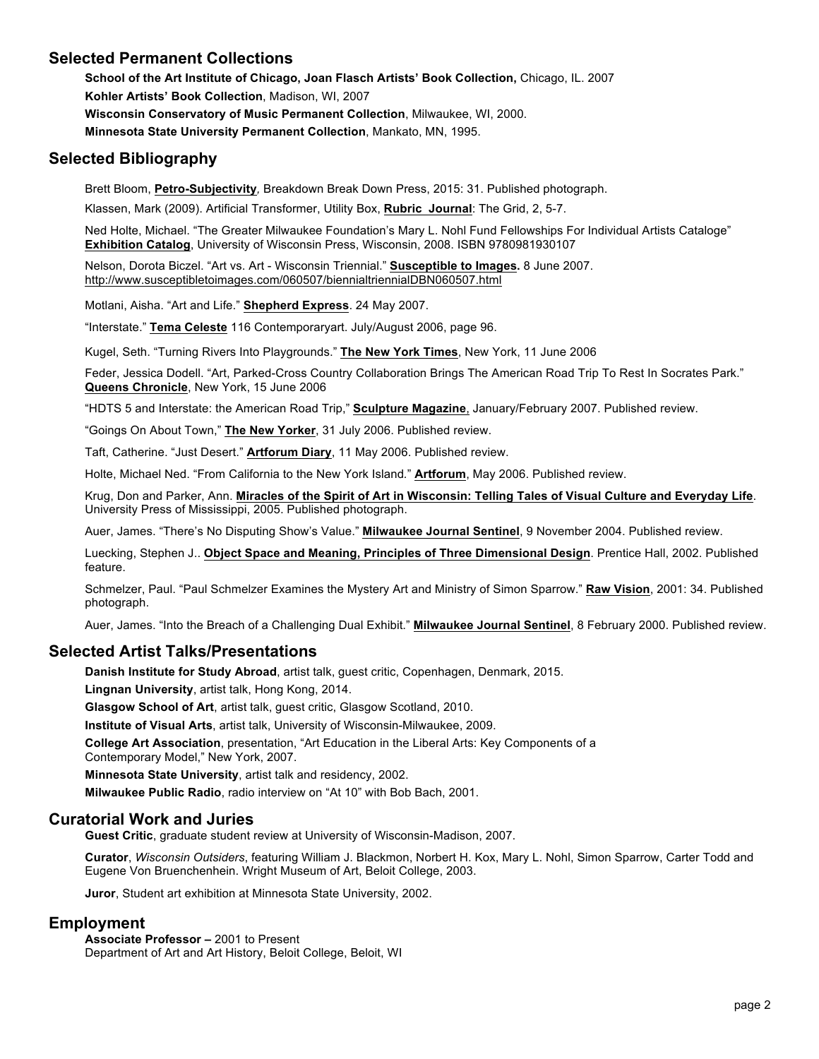## Selected Permanent Collections

**School of the Art Institute of Chicago, Joan Flasch Artists' Book Collection,** Chicago, IL. 2007

**Kohler Artists' Book Collection**, Madison, WI, 2007

**Wisconsin Conservatory of Music Permanent Collection**, Milwaukee, WI, 2000.

**Minnesota State University Permanent Collection**, Mankato, MN, 1995.

## Selected Bibliography

Brett Bloom, **Petro-Subjectivity***,* Breakdown Break Down Press, 2015: 31. Published photograph.

Klassen, Mark (2009). Artificial Transformer, Utility Box, **Rubric Journal**: The Grid, 2, 5-7.

Ned Holte, Michael. "The Greater Milwaukee Foundation's Mary L. Nohl Fund Fellowships For Individual Artists Cataloge" **Exhibition Catalog**, University of Wisconsin Press, Wisconsin, 2008. ISBN 9780981930107

Nelson, Dorota Biczel. "Art vs. Art - Wisconsin Triennial." **Susceptible to Images.** 8 June 2007. http://www.susceptibletoimages.com/060507/biennialtriennialDBN060507.html

Motlani, Aisha. "Art and Life." **Shepherd Express**. 24 May 2007.

"Interstate." **Tema Celeste** 116 Contemporaryart. July/August 2006, page 96.

Kugel, Seth. "Turning Rivers Into Playgrounds." **The New York Times**, New York, 11 June 2006

Feder, Jessica Dodell. "Art, Parked-Cross Country Collaboration Brings The American Road Trip To Rest In Socrates Park." **Queens Chronicle**, New York, 15 June 2006

"HDTS 5 and Interstate: the American Road Trip," **Sculpture Magazine**, January/February 2007. Published review.

"Goings On About Town," **The New Yorker**, 31 July 2006. Published review.

Taft, Catherine. "Just Desert." **Artforum Diary**, 11 May 2006. Published review.

Holte, Michael Ned. "From California to the New York Island." **Artforum**, May 2006. Published review.

Krug, Don and Parker, Ann. **Miracles of the Spirit of Art in Wisconsin: Telling Tales of Visual Culture and Everyday Life**. University Press of Mississippi, 2005. Published photograph.

Auer, James. "There's No Disputing Show's Value." **Milwaukee Journal Sentinel**, 9 November 2004. Published review.

Luecking, Stephen J.. **Object Space and Meaning, Principles of Three Dimensional Design**. Prentice Hall, 2002. Published feature.

Schmelzer, Paul. "Paul Schmelzer Examines the Mystery Art and Ministry of Simon Sparrow." **Raw Vision**, 2001: 34. Published photograph.

Auer, James. "Into the Breach of a Challenging Dual Exhibit." **Milwaukee Journal Sentinel**, 8 February 2000. Published review.

## Selected Artist Talks/Presentations

**Danish Institute for Study Abroad**, artist talk, guest critic, Copenhagen, Denmark, 2015.

**Lingnan University**, artist talk, Hong Kong, 2014.

**Glasgow School of Art**, artist talk, guest critic, Glasgow Scotland, 2010.

**Institute of Visual Arts**, artist talk, University of Wisconsin-Milwaukee, 2009.

**College Art Association**, presentation, "Art Education in the Liberal Arts: Key Components of a Contemporary Model," New York, 2007.

**Minnesota State University**, artist talk and residency, 2002.

**Milwaukee Public Radio**, radio interview on "At 10" with Bob Bach, 2001.

## Curatorial Work and Juries

**Guest Critic**, graduate student review at University of Wisconsin-Madison, 2007.

**Curator**, *Wisconsin Outsiders*, featuring William J. Blackmon, Norbert H. Kox, Mary L. Nohl, Simon Sparrow, Carter Todd and Eugene Von Bruenchenhein. Wright Museum of Art, Beloit College, 2003.

**Juror**, Student art exhibition at Minnesota State University, 2002.

## Employment

**Associate Professor –** 2001 to Present
Department of Art and Art History, Beloit College, Beloit, WI